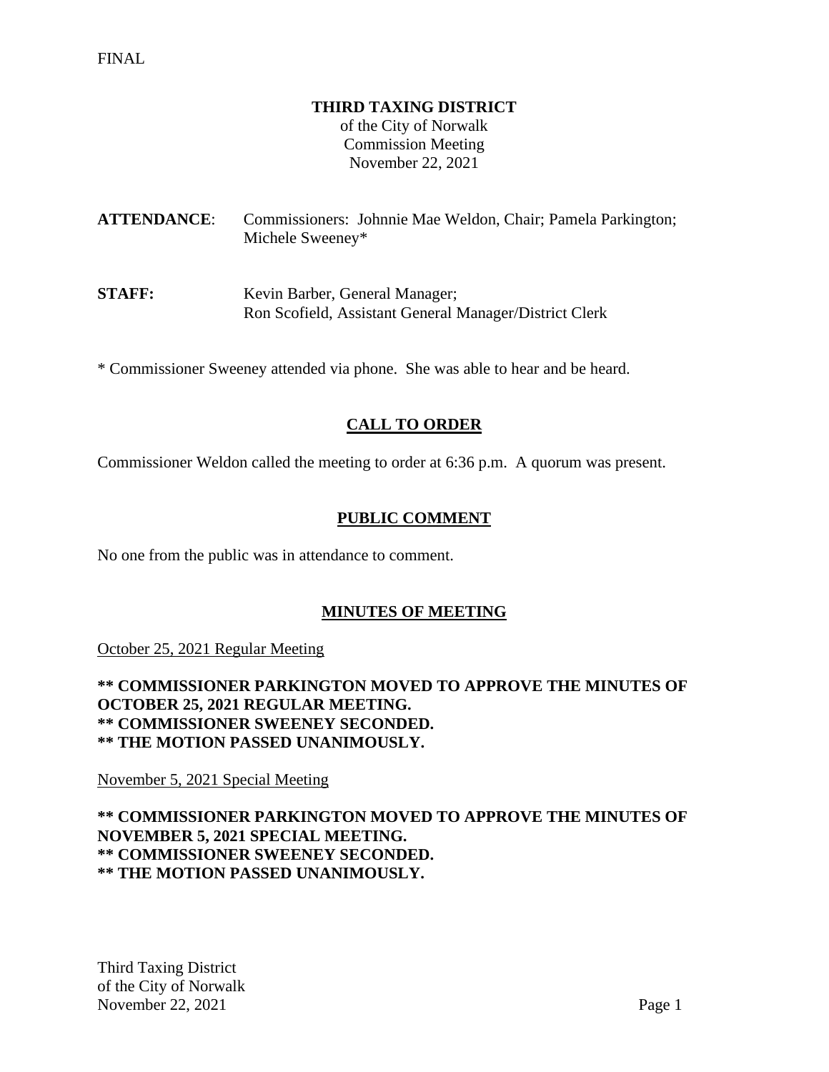FINAL

**THIRD TAXING DISTRICT**
of the City of Norwalk
Commission Meeting
November 22, 2021

**ATTENDANCE**: Commissioners: Johnnie Mae Weldon, Chair; Pamela Parkington; Michele Sweeney*

**STAFF:** Kevin Barber, General Manager; Ron Scofield, Assistant General Manager/District Clerk

* Commissioner Sweeney attended via phone. She was able to hear and be heard.

## CALL TO ORDER

Commissioner Weldon called the meeting to order at 6:36 p.m. A quorum was present.

## PUBLIC COMMENT

No one from the public was in attendance to comment.

## MINUTES OF MEETING

October 25, 2021 Regular Meeting

**\*\* COMMISSIONER PARKINGTON MOVED TO APPROVE THE MINUTES OF OCTOBER 25, 2021 REGULAR MEETING.**
**\*\* COMMISSIONER SWEENEY SECONDED.**
**\*\* THE MOTION PASSED UNANIMOUSLY.**

November 5, 2021 Special Meeting

**\*\* COMMISSIONER PARKINGTON MOVED TO APPROVE THE MINUTES OF NOVEMBER 5, 2021 SPECIAL MEETING.**
**\*\* COMMISSIONER SWEENEY SECONDED.**
**\*\* THE MOTION PASSED UNANIMOUSLY.**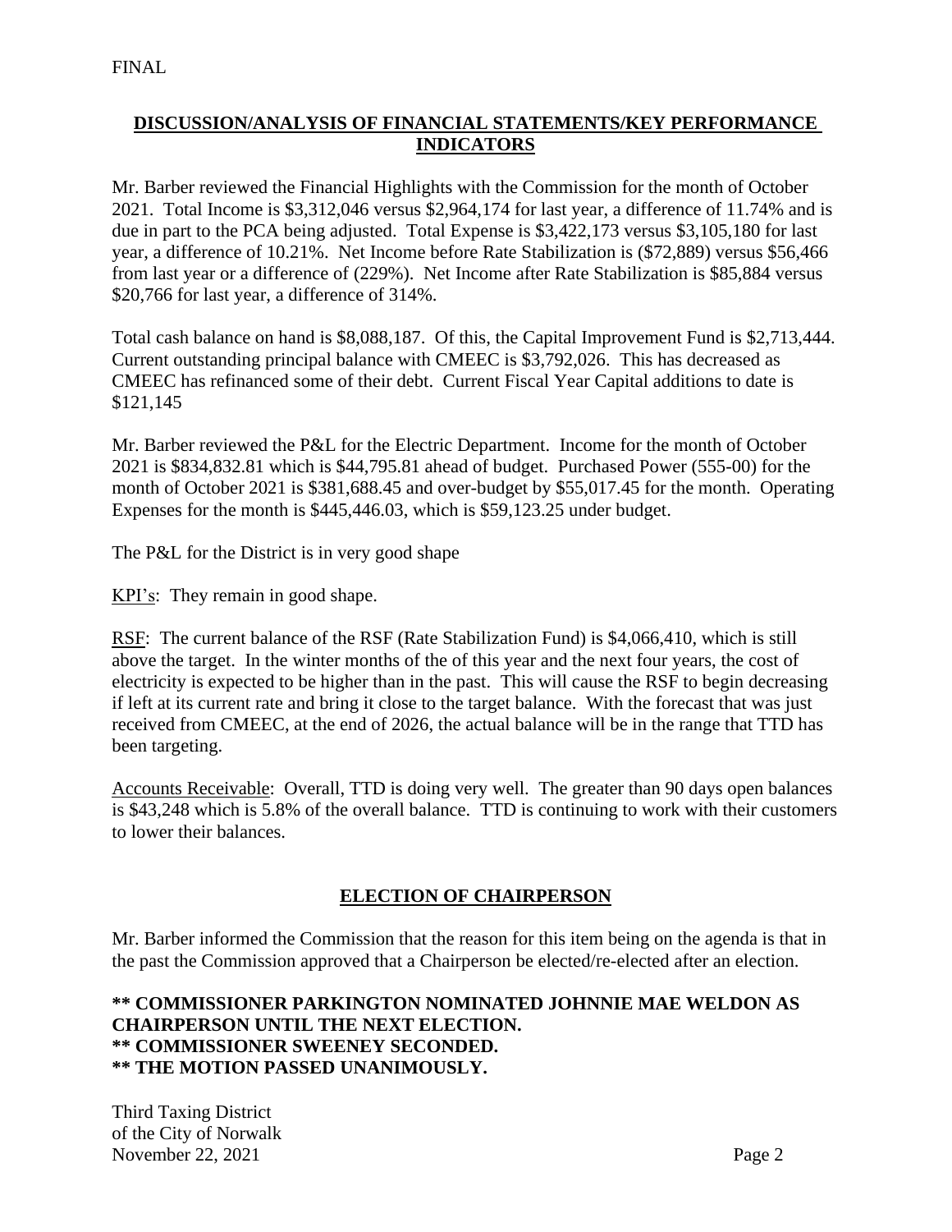FINAL

## DISCUSSION/ANALYSIS OF FINANCIAL STATEMENTS/KEY PERFORMANCE INDICATORS

Mr. Barber reviewed the Financial Highlights with the Commission for the month of October 2021. Total Income is $3,312,046 versus $2,964,174 for last year, a difference of 11.74% and is due in part to the PCA being adjusted. Total Expense is $3,422,173 versus $3,105,180 for last year, a difference of 10.21%. Net Income before Rate Stabilization is ($72,889) versus $56,466 from last year or a difference of (229%). Net Income after Rate Stabilization is $85,884 versus $20,766 for last year, a difference of 314%.

Total cash balance on hand is $8,088,187. Of this, the Capital Improvement Fund is $2,713,444. Current outstanding principal balance with CMEEC is $3,792,026. This has decreased as CMEEC has refinanced some of their debt. Current Fiscal Year Capital additions to date is $121,145

Mr. Barber reviewed the P&L for the Electric Department. Income for the month of October 2021 is $834,832.81 which is $44,795.81 ahead of budget. Purchased Power (555-00) for the month of October 2021 is $381,688.45 and over-budget by $55,017.45 for the month. Operating Expenses for the month is $445,446.03, which is $59,123.25 under budget.

The P&L for the District is in very good shape

<u>KPI's</u>: They remain in good shape.

<u>RSF</u>: The current balance of the RSF (Rate Stabilization Fund) is $4,066,410, which is still above the target. In the winter months of the of this year and the next four years, the cost of electricity is expected to be higher than in the past. This will cause the RSF to begin decreasing if left at its current rate and bring it close to the target balance. With the forecast that was just received from CMEEC, at the end of 2026, the actual balance will be in the range that TTD has been targeting.

<u>Accounts Receivable</u>: Overall, TTD is doing very well. The greater than 90 days open balances is $43,248 which is 5.8% of the overall balance. TTD is continuing to work with their customers to lower their balances.

## ELECTION OF CHAIRPERSON

Mr. Barber informed the Commission that the reason for this item being on the agenda is that in the past the Commission approved that a Chairperson be elected/re-elected after an election.

**\*\* COMMISSIONER PARKINGTON NOMINATED JOHNNIE MAE WELDON AS CHAIRPERSON UNTIL THE NEXT ELECTION.**
**\*\* COMMISSIONER SWEENEY SECONDED.**
**\*\* THE MOTION PASSED UNANIMOUSLY.**

Third Taxing District
of the City of Norwalk
November 22, 2021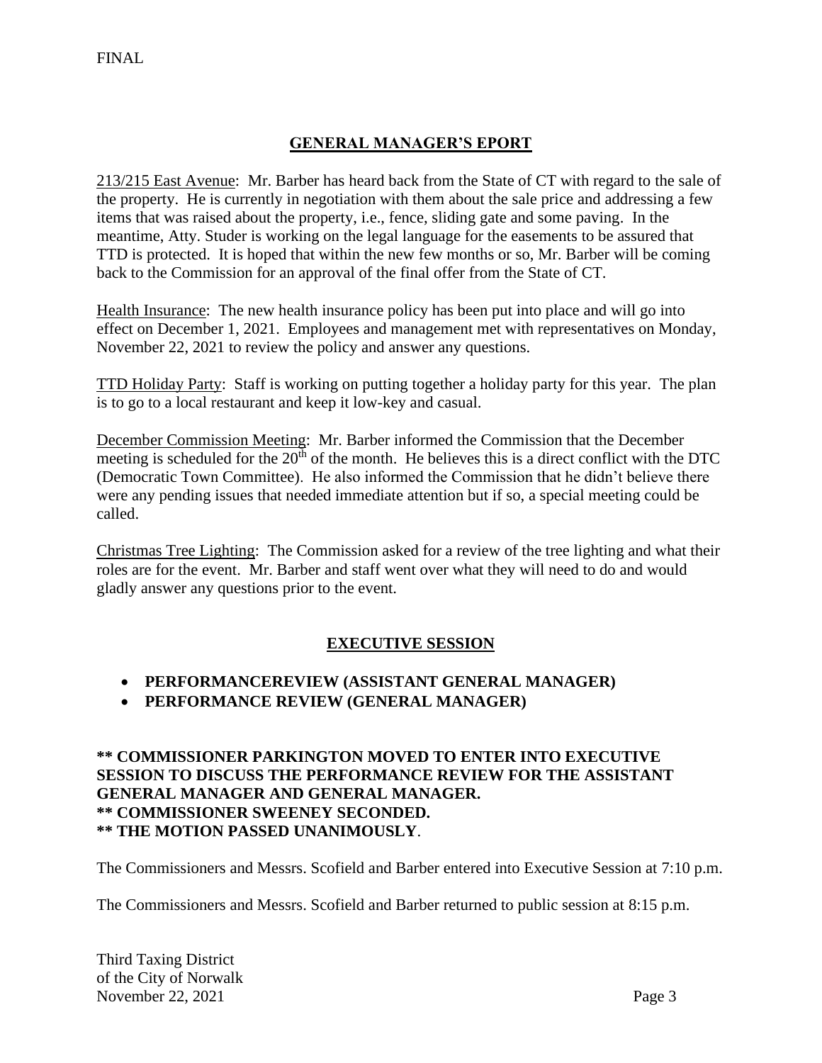FINAL

## GENERAL MANAGER'S EPORT

213/215 East Avenue: Mr. Barber has heard back from the State of CT with regard to the sale of the property. He is currently in negotiation with them about the sale price and addressing a few items that was raised about the property, i.e., fence, sliding gate and some paving. In the meantime, Atty. Studer is working on the legal language for the easements to be assured that TTD is protected. It is hoped that within the new few months or so, Mr. Barber will be coming back to the Commission for an approval of the final offer from the State of CT.

Health Insurance: The new health insurance policy has been put into place and will go into effect on December 1, 2021. Employees and management met with representatives on Monday, November 22, 2021 to review the policy and answer any questions.

TTD Holiday Party: Staff is working on putting together a holiday party for this year. The plan is to go to a local restaurant and keep it low-key and casual.

December Commission Meeting: Mr. Barber informed the Commission that the December meeting is scheduled for the 20th of the month. He believes this is a direct conflict with the DTC (Democratic Town Committee). He also informed the Commission that he didn't believe there were any pending issues that needed immediate attention but if so, a special meeting could be called.

Christmas Tree Lighting: The Commission asked for a review of the tree lighting and what their roles are for the event. Mr. Barber and staff went over what they will need to do and would gladly answer any questions prior to the event.

## EXECUTIVE SESSION

- **PERFORMANCEREVIEW (ASSISTANT GENERAL MANAGER)**
- **PERFORMANCE REVIEW (GENERAL MANAGER)**

**\*\* COMMISSIONER PARKINGTON MOVED TO ENTER INTO EXECUTIVE SESSION TO DISCUSS THE PERFORMANCE REVIEW FOR THE ASSISTANT GENERAL MANAGER AND GENERAL MANAGER.**
**\*\* COMMISSIONER SWEENEY SECONDED.**
**\*\* THE MOTION PASSED UNANIMOUSLY**.

The Commissioners and Messrs. Scofield and Barber entered into Executive Session at 7:10 p.m.

The Commissioners and Messrs. Scofield and Barber returned to public session at 8:15 p.m.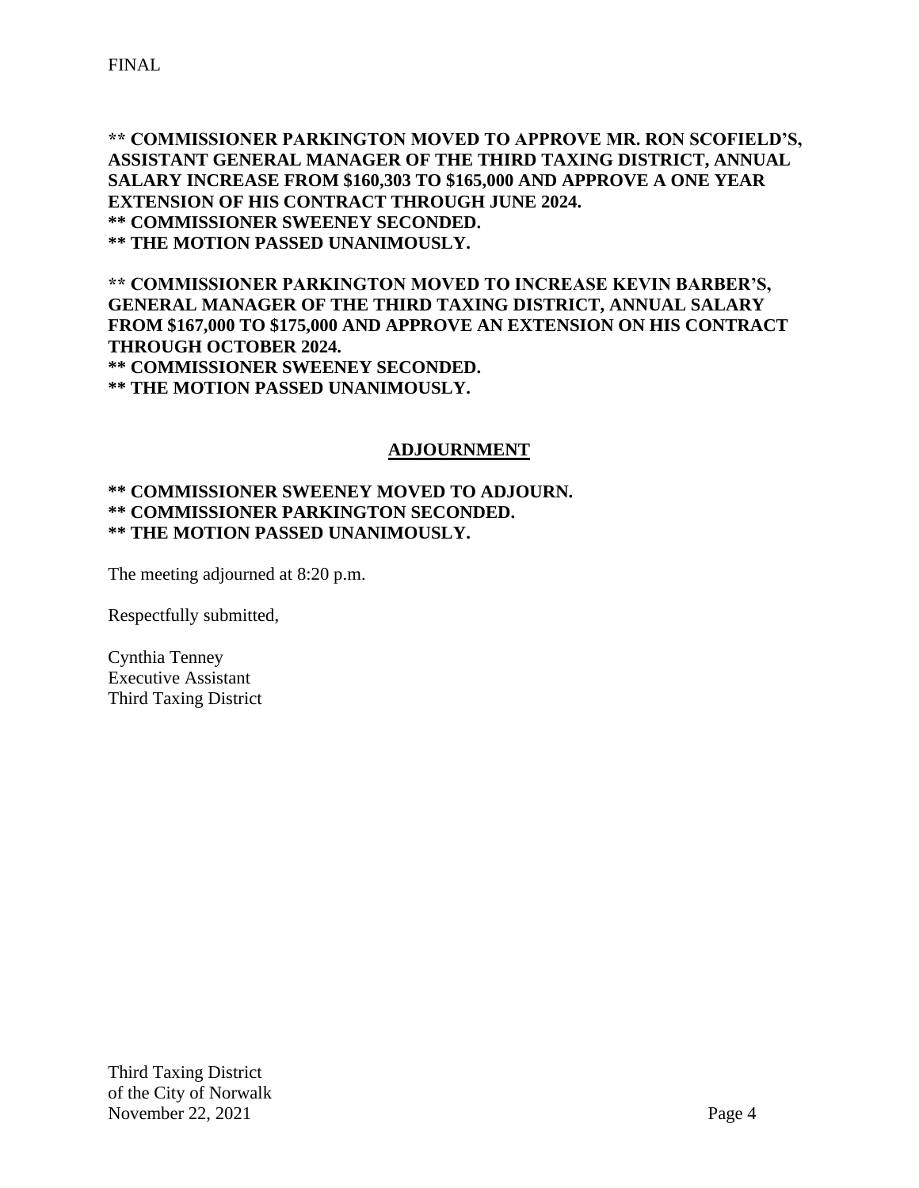FINAL

**\*\* COMMISSIONER PARKINGTON MOVED TO APPROVE MR. RON SCOFIELD'S, ASSISTANT GENERAL MANAGER OF THE THIRD TAXING DISTRICT, ANNUAL SALARY INCREASE FROM $160,303 TO $165,000 AND APPROVE A ONE YEAR EXTENSION OF HIS CONTRACT THROUGH JUNE 2024.**
**\*\* COMMISSIONER SWEENEY SECONDED.**
**\*\* THE MOTION PASSED UNANIMOUSLY.**

**\*\* COMMISSIONER PARKINGTON MOVED TO INCREASE KEVIN BARBER'S, GENERAL MANAGER OF THE THIRD TAXING DISTRICT, ANNUAL SALARY FROM $167,000 TO $175,000 AND APPROVE AN EXTENSION ON HIS CONTRACT THROUGH OCTOBER 2024.**
**\*\* COMMISSIONER SWEENEY SECONDED.**
**\*\* THE MOTION PASSED UNANIMOUSLY.**

## ADJOURNMENT

**\*\* COMMISSIONER SWEENEY MOVED TO ADJOURN.**
**\*\* COMMISSIONER PARKINGTON SECONDED.**
**\*\* THE MOTION PASSED UNANIMOUSLY.**

The meeting adjourned at 8:20 p.m.

Respectfully submitted,

Cynthia Tenney
Executive Assistant
Third Taxing District